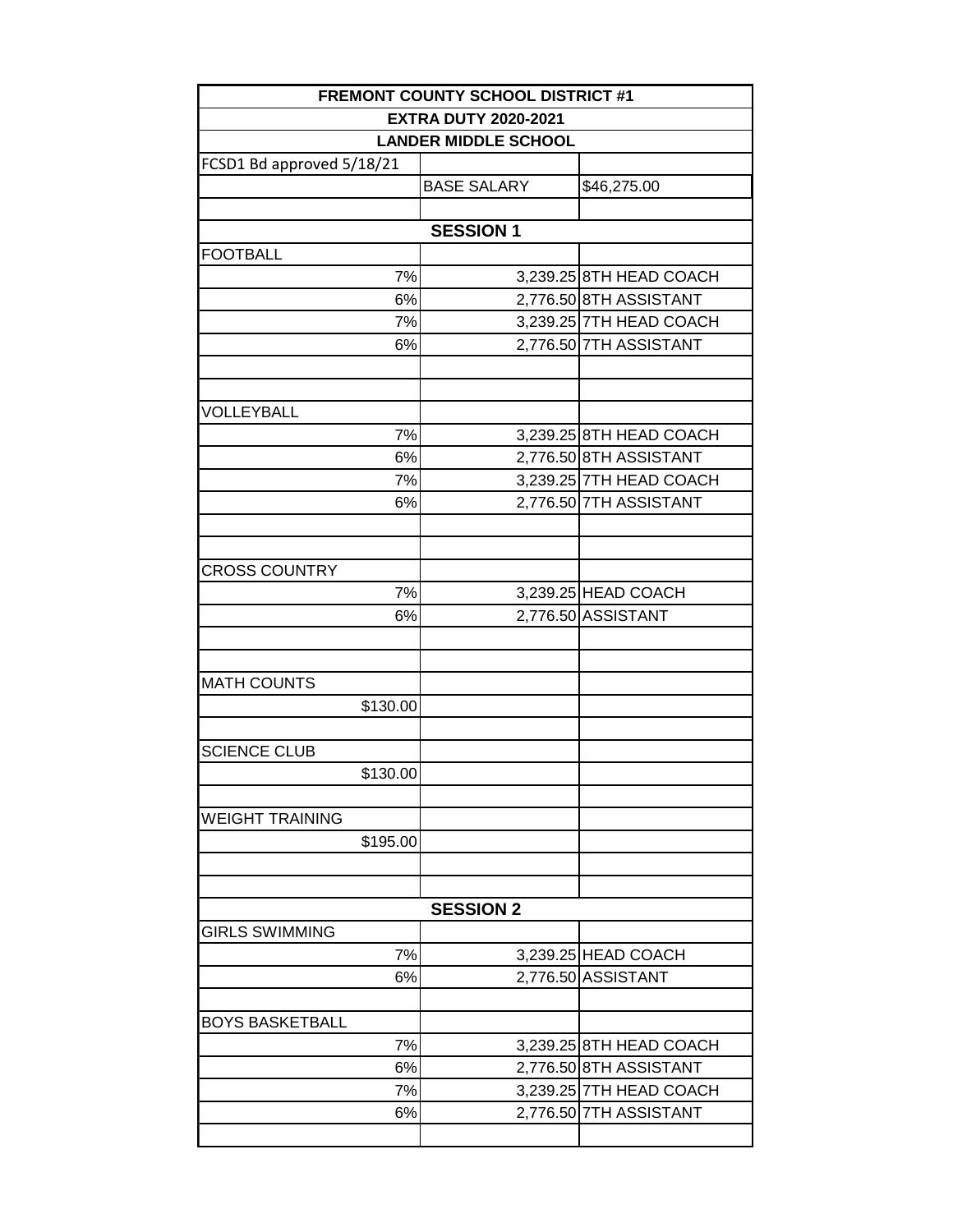| FREMONT COUNTY SCHOOL DISTRICT #1 | | |
|---|---|---|
| EXTRA DUTY 2020-2021 | | |
| LANDER MIDDLE SCHOOL | | |
| FCSD1 Bd approved 5/18/21 | | |
| | BASE SALARY | $46,275.00 |
| | | |
| | SESSION 1 | |
| FOOTBALL | | |
| 7% | 3,239.25 | 8TH HEAD COACH |
| 6% | 2,776.50 | 8TH ASSISTANT |
| 7% | 3,239.25 | 7TH HEAD COACH |
| 6% | 2,776.50 | 7TH ASSISTANT |
| | | |
| | | |
| VOLLEYBALL | | |
| 7% | 3,239.25 | 8TH HEAD COACH |
| 6% | 2,776.50 | 8TH ASSISTANT |
| 7% | 3,239.25 | 7TH HEAD COACH |
| 6% | 2,776.50 | 7TH ASSISTANT |
| | | |
| | | |
| CROSS COUNTRY | | |
| 7% | 3,239.25 | HEAD COACH |
| 6% | 2,776.50 | ASSISTANT |
| | | |
| | | |
| MATH COUNTS | | |
| $130.00 | | |
| | | |
| SCIENCE CLUB | | |
| $130.00 | | |
| | | |
| WEIGHT TRAINING | | |
| $195.00 | | |
| | | |
| | | |
| | SESSION 2 | |
| GIRLS SWIMMING | | |
| 7% | 3,239.25 | HEAD COACH |
| 6% | 2,776.50 | ASSISTANT |
| | | |
| BOYS BASKETBALL | | |
| 7% | 3,239.25 | 8TH HEAD COACH |
| 6% | 2,776.50 | 8TH ASSISTANT |
| 7% | 3,239.25 | 7TH HEAD COACH |
| 6% | 2,776.50 | 7TH ASSISTANT |
| | | |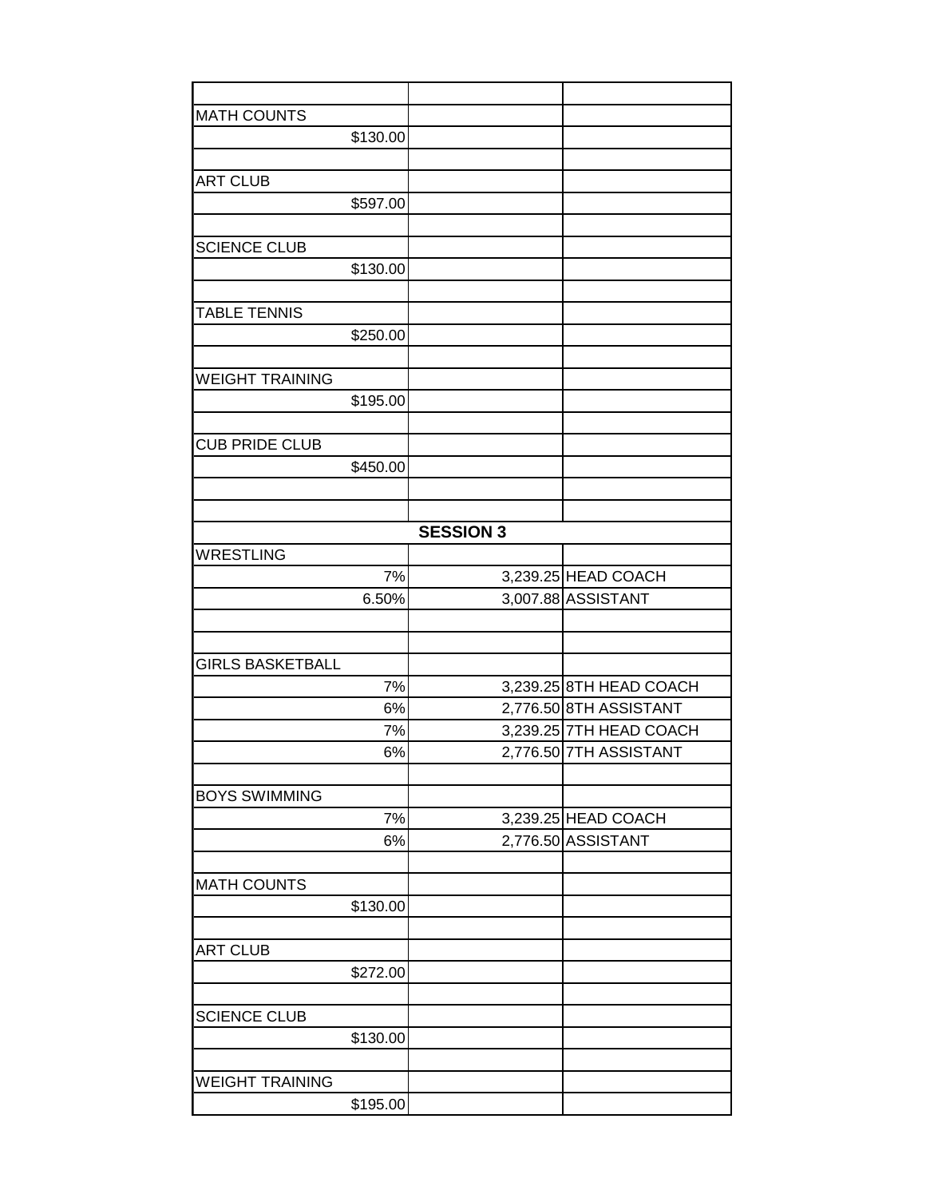| | | |
|---|---|---|
| MATH COUNTS | | |
| $130.00 | | |
| | | |
| ART CLUB | | |
| $597.00 | | |
| | | |
| SCIENCE CLUB | | |
| $130.00 | | |
| | | |
| TABLE TENNIS | | |
| $250.00 | | |
| | | |
| WEIGHT TRAINING | | |
| $195.00 | | |
| | | |
| CUB PRIDE CLUB | | |
| $450.00 | | |
| | | |
| | | |
| **SESSION 3** | | |
| WRESTLING | | |
| 7% | 3,239.25 | HEAD COACH |
| 6.50% | 3,007.88 | ASSISTANT |
| | | |
| | | |
| GIRLS BASKETBALL | | |
| 7% | 3,239.25 | 8TH HEAD COACH |
| 6% | 2,776.50 | 8TH ASSISTANT |
| 7% | 3,239.25 | 7TH HEAD COACH |
| 6% | 2,776.50 | 7TH ASSISTANT |
| | | |
| BOYS SWIMMING | | |
| 7% | 3,239.25 | HEAD COACH |
| 6% | 2,776.50 | ASSISTANT |
| | | |
| MATH COUNTS | | |
| $130.00 | | |
| | | |
| ART CLUB | | |
| $272.00 | | |
| | | |
| SCIENCE CLUB | | |
| $130.00 | | |
| | | |
| WEIGHT TRAINING | | |
| $195.00 | | |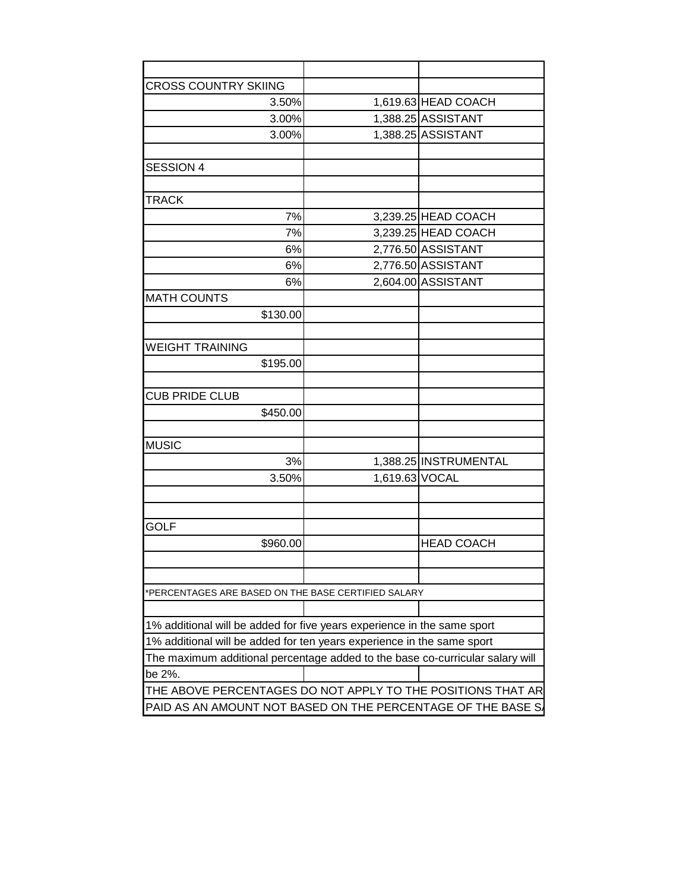| | | |
|---|---|---|
| CROSS COUNTRY SKIING | | |
| 3.50% | 1,619.63 | HEAD COACH |
| 3.00% | 1,388.25 | ASSISTANT |
| 3.00% | 1,388.25 | ASSISTANT |
| | | |
| SESSION 4 | | |
| | | |
| TRACK | | |
| 7% | 3,239.25 | HEAD COACH |
| 7% | 3,239.25 | HEAD COACH |
| 6% | 2,776.50 | ASSISTANT |
| 6% | 2,776.50 | ASSISTANT |
| 6% | 2,604.00 | ASSISTANT |
| MATH COUNTS | | |
| $130.00 | | |
| | | |
| WEIGHT TRAINING | | |
| $195.00 | | |
| | | |
| CUB PRIDE CLUB | | |
| $450.00 | | |
| | | |
| MUSIC | | |
| 3% | 1,388.25 | INSTRUMENTAL |
| 3.50% | 1,619.63 | VOCAL |
| | | |
| | | |
| GOLF | | |
| $960.00 | | HEAD COACH |
| | | |
| | | |

*PERCENTAGES ARE BASED ON THE BASE CERTIFIED SALARY

1% additional will be added for five years experience in the same sport

1% additional will be added for ten years experience in the same sport

The maximum additional percentage added to the base co-curricular salary will be 2%.

THE ABOVE PERCENTAGES DO NOT APPLY TO THE POSITIONS THAT AR

PAID AS AN AMOUNT NOT BASED ON THE PERCENTAGE OF THE BASE S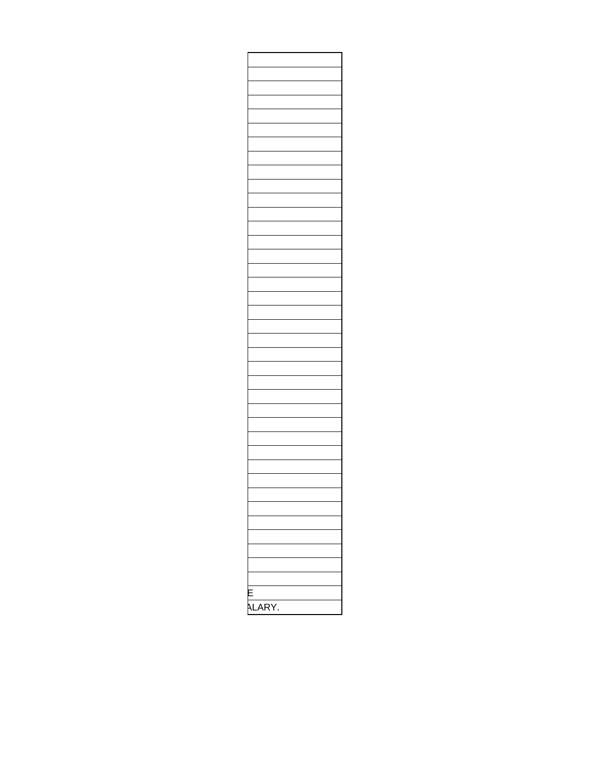| |
|---|
| |
| |
| |
| |
| |
| |
| |
| |
| |
| |
| |
| |
| |
| |
| |
| |
| |
| |
| |
| |
| |
| |
| |
| |
| |
| |
| |
| |
| |
| |
| |
| |
| |
| |
| |
| |
| |
| E |
| ALARY. |